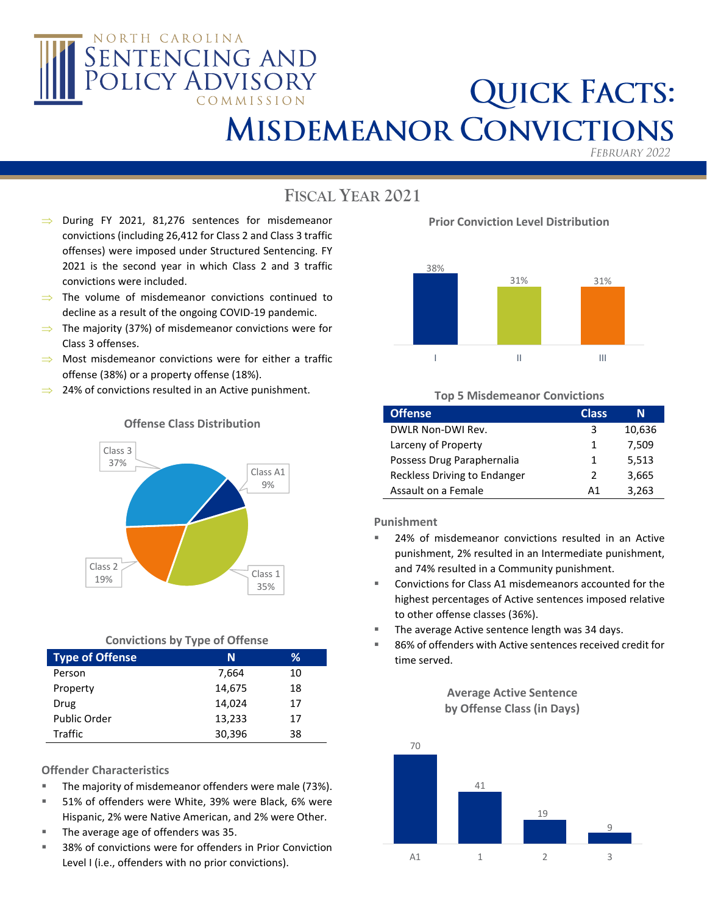# North Carolina Sentencing and Policy Advisory Commission

# Quick Facts: Misdemeanor Convictions

*February 2022*

## Fiscal Year 2021

- During FY 2021, 81,276 sentences for misdemeanor convictions (including 26,412 for Class 2 and Class 3 traffic offenses) were imposed under Structured Sentencing. FY 2021 is the second year in which Class 2 and 3 traffic convictions were included.
- The volume of misdemeanor convictions continued to decline as a result of the ongoing COVID-19 pandemic.
- The majority (37%) of misdemeanor convictions were for Class 3 offenses.
- Most misdemeanor convictions were for either a traffic offense (38%) or a property offense (18%).
- 24% of convictions resulted in an Active punishment.

### Offense Class Distribution

| Class | % |
|---|---|
| Class A1 | 9% |
| Class 1 | 35% |
| Class 2 | 19% |
| Class 3 | 37% |

### Convictions by Type of Offense

| Type of Offense | N | % |
|---|---|---|
| Person | 7,664 | 10 |
| Property | 14,675 | 18 |
| Drug | 14,024 | 17 |
| Public Order | 13,233 | 17 |
| Traffic | 30,396 | 38 |

### Offender Characteristics

- The majority of misdemeanor offenders were male (73%).
- 51% of offenders were White, 39% were Black, 6% were Hispanic, 2% were Native American, and 2% were Other.
- The average age of offenders was 35.
- 38% of convictions were for offenders in Prior Conviction Level I (i.e., offenders with no prior convictions).

### Prior Conviction Level Distribution

| Prior Conviction Level | % |
|---|---|
| I | 38% |
| II | 31% |
| III | 31% |

### Top 5 Misdemeanor Convictions

| Offense | Class | N |
|---|---|---|
| DWLR Non-DWI Rev. | 3 | 10,636 |
| Larceny of Property | 1 | 7,509 |
| Possess Drug Paraphernalia | 1 | 5,513 |
| Reckless Driving to Endanger | 2 | 3,665 |
| Assault on a Female | A1 | 3,263 |

### Punishment

- 24% of misdemeanor convictions resulted in an Active punishment, 2% resulted in an Intermediate punishment, and 74% resulted in a Community punishment.
- Convictions for Class A1 misdemeanors accounted for the highest percentages of Active sentences imposed relative to other offense classes (36%).
- The average Active sentence length was 34 days.
- 86% of offenders with Active sentences received credit for time served.

### Average Active Sentence by Offense Class (in Days)

| Offense Class | Days |
|---|---|
| A1 | 70 |
| 1 | 41 |
| 2 | 19 |
| 3 | 9 |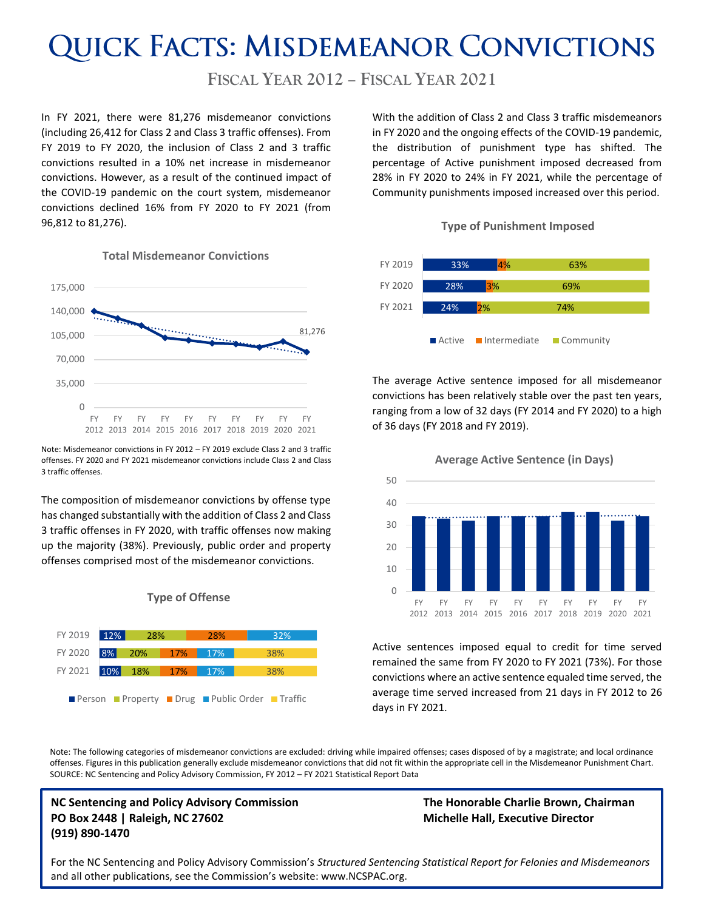# Quick Facts: Misdemeanor Convictions

## Fiscal Year 2012 – Fiscal Year 2021

In FY 2021, there were 81,276 misdemeanor convictions (including 26,412 for Class 2 and Class 3 traffic offenses). From FY 2019 to FY 2020, the inclusion of Class 2 and 3 traffic convictions resulted in a 10% net increase in misdemeanor convictions. However, as a result of the continued impact of the COVID-19 pandemic on the court system, misdemeanor convictions declined 16% from FY 2020 to FY 2021 (from 96,812 to 81,276).

**Total Misdemeanor Convictions**

175,000
140,000
105,000
70,000
35,000
0

81,276

FY 2012 FY 2013 FY 2014 FY 2015 FY 2016 FY 2017 FY 2018 FY 2019 FY 2020 FY 2021

Note: Misdemeanor convictions in FY 2012 – FY 2019 exclude Class 2 and 3 traffic offenses. FY 2020 and FY 2021 misdemeanor convictions include Class 2 and Class 3 traffic offenses.

The composition of misdemeanor convictions by offense type has changed substantially with the addition of Class 2 and Class 3 traffic offenses in FY 2020, with traffic offenses now making up the majority (38%). Previously, public order and property offenses comprised most of the misdemeanor convictions.

**Type of Offense**

FY 2019: 12% 28% 28% 32%

FY 2020: 8% 20% 17% 17% 38%

FY 2021: 10% 18% 17% 17% 38%

Person, Property, Drug, Public Order, Traffic

With the addition of Class 2 and Class 3 traffic misdemeanors in FY 2020 and the ongoing effects of the COVID-19 pandemic, the distribution of punishment type has shifted. The percentage of Active punishment imposed decreased from 28% in FY 2020 to 24% in FY 2021, while the percentage of Community punishments imposed increased over this period.

**Type of Punishment Imposed**

FY 2019: 33% 4% 63%

FY 2020: 28% 3% 69%

FY 2021: 24% 2% 74%

Active, Intermediate, Community

The average Active sentence imposed for all misdemeanor convictions has been relatively stable over the past ten years, ranging from a low of 32 days (FY 2014 and FY 2020) to a high of 36 days (FY 2018 and FY 2019).

**Average Active Sentence (in Days)**

50
40
30
20
10
0

FY 2012 FY 2013 FY 2014 FY 2015 FY 2016 FY 2017 FY 2018 FY 2019 FY 2020 FY 2021

Active sentences imposed equal to credit for time served remained the same from FY 2020 to FY 2021 (73%). For those convictions where an active sentence equaled time served, the average time served increased from 21 days in FY 2012 to 26 days in FY 2021.

Note: The following categories of misdemeanor convictions are excluded: driving while impaired offenses; cases disposed of by a magistrate; and local ordinance offenses. Figures in this publication generally exclude misdemeanor convictions that did not fit within the appropriate cell in the Misdemeanor Punishment Chart.
SOURCE: NC Sentencing and Policy Advisory Commission, FY 2012 – FY 2021 Statistical Report Data

**NC Sentencing and Policy Advisory Commission**
**PO Box 2448 | Raleigh, NC 27602**
**(919) 890-1470**

**The Honorable Charlie Brown, Chairman**
**Michelle Hall, Executive Director**

For the NC Sentencing and Policy Advisory Commission's *Structured Sentencing Statistical Report for Felonies and Misdemeanors* and all other publications, see the Commission's website: www.NCSPAC.org.